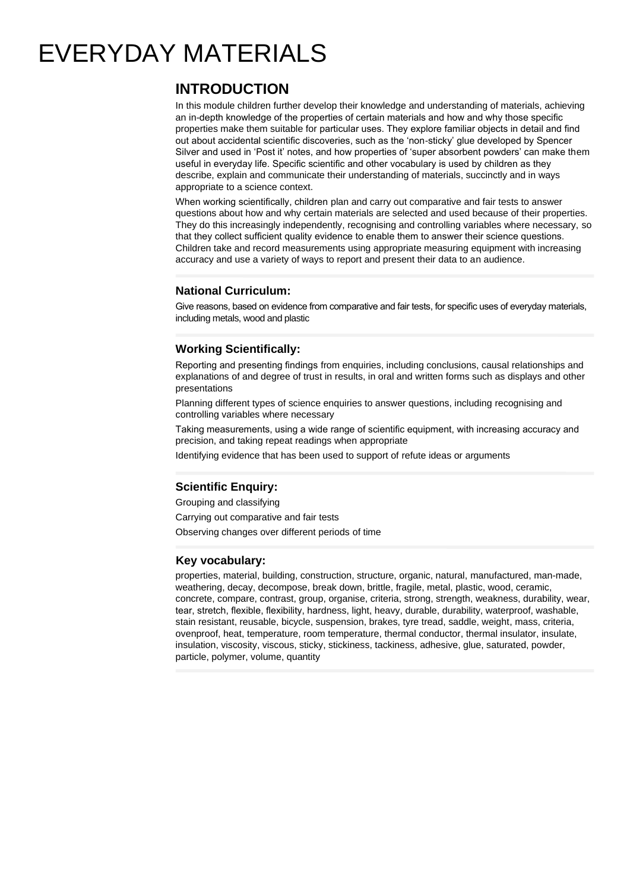# EVERYDAY MATERIALS

## INTRODUCTION

In this module children further develop their knowledge and understanding of materials, achieving an in-depth knowledge of the properties of certain materials and how and why those specific properties make them suitable for particular uses. They explore familiar objects in detail and find out about accidental scientific discoveries, such as the 'non-sticky' glue developed by Spencer Silver and used in 'Post it' notes, and how properties of 'super absorbent powders' can make them useful in everyday life. Specific scientific and other vocabulary is used by children as they describe, explain and communicate their understanding of materials, succinctly and in ways appropriate to a science context.

When working scientifically, children plan and carry out comparative and fair tests to answer questions about how and why certain materials are selected and used because of their properties. They do this increasingly independently, recognising and controlling variables where necessary, so that they collect sufficient quality evidence to enable them to answer their science questions. Children take and record measurements using appropriate measuring equipment with increasing accuracy and use a variety of ways to report and present their data to an audience.

### National Curriculum:

Give reasons, based on evidence from comparative and fair tests, for specific uses of everyday materials, including metals, wood and plastic

### Working Scientifically:

Reporting and presenting findings from enquiries, including conclusions, causal relationships and explanations of and degree of trust in results, in oral and written forms such as displays and other presentations

Planning different types of science enquiries to answer questions, including recognising and controlling variables where necessary

Taking measurements, using a wide range of scientific equipment, with increasing accuracy and precision, and taking repeat readings when appropriate

Identifying evidence that has been used to support of refute ideas or arguments

### Scientific Enquiry:

Grouping and classifying

Carrying out comparative and fair tests

Observing changes over different periods of time

### Key vocabulary:

properties, material, building, construction, structure, organic, natural, manufactured, man-made, weathering, decay, decompose, break down, brittle, fragile, metal, plastic, wood, ceramic, concrete, compare, contrast, group, organise, criteria, strong, strength, weakness, durability, wear, tear, stretch, flexible, flexibility, hardness, light, heavy, durable, durability, waterproof, washable, stain resistant, reusable, bicycle, suspension, brakes, tyre tread, saddle, weight, mass, criteria, ovenproof, heat, temperature, room temperature, thermal conductor, thermal insulator, insulate, insulation, viscosity, viscous, sticky, stickiness, tackiness, adhesive, glue, saturated, powder, particle, polymer, volume, quantity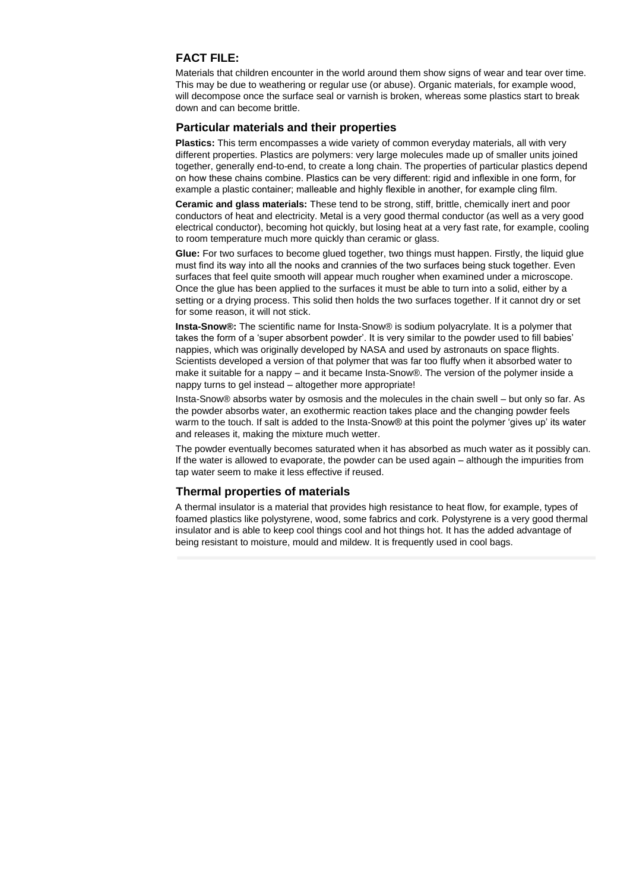## FACT FILE:

Materials that children encounter in the world around them show signs of wear and tear over time. This may be due to weathering or regular use (or abuse). Organic materials, for example wood, will decompose once the surface seal or varnish is broken, whereas some plastics start to break down and can become brittle.

### Particular materials and their properties

**Plastics:** This term encompasses a wide variety of common everyday materials, all with very different properties. Plastics are polymers: very large molecules made up of smaller units joined together, generally end-to-end, to create a long chain. The properties of particular plastics depend on how these chains combine. Plastics can be very different: rigid and inflexible in one form, for example a plastic container; malleable and highly flexible in another, for example cling film.

**Ceramic and glass materials:** These tend to be strong, stiff, brittle, chemically inert and poor conductors of heat and electricity. Metal is a very good thermal conductor (as well as a very good electrical conductor), becoming hot quickly, but losing heat at a very fast rate, for example, cooling to room temperature much more quickly than ceramic or glass.

**Glue:** For two surfaces to become glued together, two things must happen. Firstly, the liquid glue must find its way into all the nooks and crannies of the two surfaces being stuck together. Even surfaces that feel quite smooth will appear much rougher when examined under a microscope. Once the glue has been applied to the surfaces it must be able to turn into a solid, either by a setting or a drying process. This solid then holds the two surfaces together. If it cannot dry or set for some reason, it will not stick.

**Insta-Snow®:** The scientific name for Insta-Snow® is sodium polyacrylate. It is a polymer that takes the form of a 'super absorbent powder'. It is very similar to the powder used to fill babies' nappies, which was originally developed by NASA and used by astronauts on space flights. Scientists developed a version of that polymer that was far too fluffy when it absorbed water to make it suitable for a nappy – and it became Insta-Snow®. The version of the polymer inside a nappy turns to gel instead – altogether more appropriate!

Insta-Snow® absorbs water by osmosis and the molecules in the chain swell – but only so far. As the powder absorbs water, an exothermic reaction takes place and the changing powder feels warm to the touch. If salt is added to the Insta-Snow® at this point the polymer 'gives up' its water and releases it, making the mixture much wetter.

The powder eventually becomes saturated when it has absorbed as much water as it possibly can. If the water is allowed to evaporate, the powder can be used again – although the impurities from tap water seem to make it less effective if reused.

### Thermal properties of materials

A thermal insulator is a material that provides high resistance to heat flow, for example, types of foamed plastics like polystyrene, wood, some fabrics and cork. Polystyrene is a very good thermal insulator and is able to keep cool things cool and hot things hot. It has the added advantage of being resistant to moisture, mould and mildew. It is frequently used in cool bags.